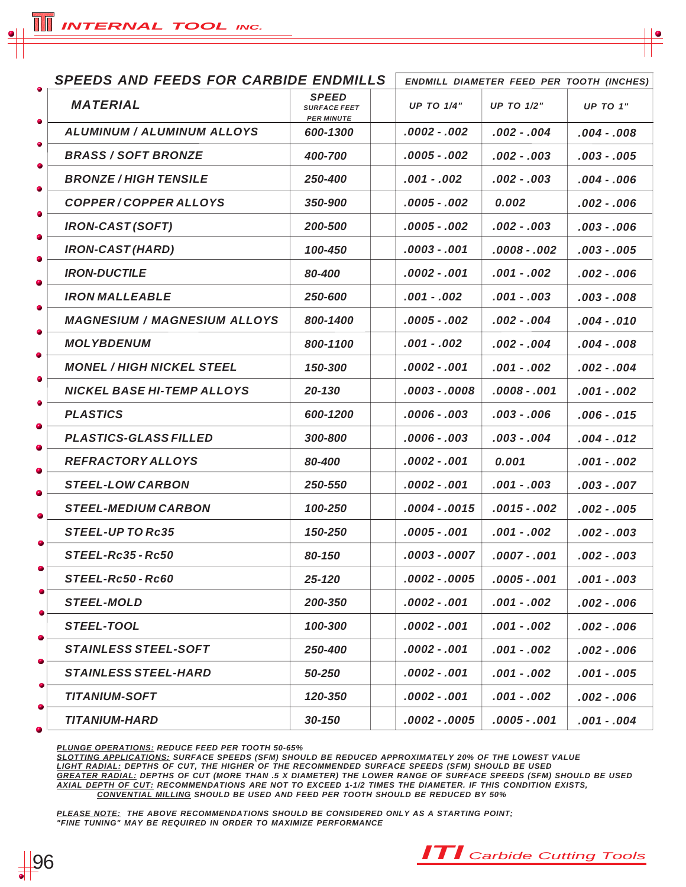## SPEEDS AND FEEDS FOR CARBIDE ENDMILLS

| MATERIAL | SPEED SURFACE FEET PER MINUTE | ENDMILL DIAMETER FEED PER TOOTH (INCHES) UP TO 1/4" | UP TO 1/2" | UP TO 1" |
|---|---|---|---|---|
| ALUMINUM / ALUMINUM ALLOYS | 600-1300 | .0002 - .002 | .002 - .004 | .004 - .008 |
| BRASS / SOFT BRONZE | 400-700 | .0005 - .002 | .002 - .003 | .003 - .005 |
| BRONZE / HIGH TENSILE | 250-400 | .001 - .002 | .002 - .003 | .004 - .006 |
| COPPER / COPPER ALLOYS | 350-900 | .0005 - .002 | 0.002 | .002 - .006 |
| IRON-CAST (SOFT) | 200-500 | .0005 - .002 | .002 - .003 | .003 - .006 |
| IRON-CAST (HARD) | 100-450 | .0003 - .001 | .0008 - .002 | .003 - .005 |
| IRON-DUCTILE | 80-400 | .0002 - .001 | .001 - .002 | .002 - .006 |
| IRON MALLEABLE | 250-600 | .001 - .002 | .001 - .003 | .003 - .008 |
| MAGNESIUM / MAGNESIUM ALLOYS | 800-1400 | .0005 - .002 | .002 - .004 | .004 - .010 |
| MOLYBDENUM | 800-1100 | .001 - .002 | .002 - .004 | .004 - .008 |
| MONEL / HIGH NICKEL STEEL | 150-300 | .0002 - .001 | .001 - .002 | .002 - .004 |
| NICKEL BASE HI-TEMP ALLOYS | 20-130 | .0003 - .0008 | .0008 - .001 | .001 - .002 |
| PLASTICS | 600-1200 | .0006 - .003 | .003 - .006 | .006 - .015 |
| PLASTICS-GLASS FILLED | 300-800 | .0006 - .003 | .003 - .004 | .004 - .012 |
| REFRACTORY ALLOYS | 80-400 | .0002 - .001 | 0.001 | .001 - .002 |
| STEEL-LOW CARBON | 250-550 | .0002 - .001 | .001 - .003 | .003 - .007 |
| STEEL-MEDIUM CARBON | 100-250 | .0004 - .0015 | .0015 - .002 | .002 - .005 |
| STEEL-UP TO Rc35 | 150-250 | .0005 - .001 | .001 - .002 | .002 - .003 |
| STEEL-Rc35 - Rc50 | 80-150 | .0003 - .0007 | .0007 - .001 | .002 - .003 |
| STEEL-Rc50 - Rc60 | 25-120 | .0002 - .0005 | .0005 - .001 | .001 - .003 |
| STEEL-MOLD | 200-350 | .0002 - .001 | .001 - .002 | .002 - .006 |
| STEEL-TOOL | 100-300 | .0002 - .001 | .001 - .002 | .002 - .006 |
| STAINLESS STEEL-SOFT | 250-400 | .0002 - .001 | .001 - .002 | .002 - .006 |
| STAINLESS STEEL-HARD | 50-250 | .0002 - .001 | .001 - .002 | .001 - .005 |
| TITANIUM-SOFT | 120-350 | .0002 - .001 | .001 - .002 | .002 - .006 |
| TITANIUM-HARD | 30-150 | .0002 - .0005 | .0005 - .001 | .001 - .004 |

PLUNGE OPERATIONS: REDUCE FEED PER TOOTH 50-65%
SLOTTING APPLICATIONS: SURFACE SPEEDS (SFM) SHOULD BE REDUCED APPROXIMATELY 20% OF THE LOWEST VALUE
LIGHT RADIAL: DEPTHS OF CUT, THE HIGHER OF THE RECOMMENDED SURFACE SPEEDS (SFM) SHOULD BE USED
GREATER RADIAL: DEPTHS OF CUT (MORE THAN .5 X DIAMETER) THE LOWER RANGE OF SURFACE SPEEDS (SFM) SHOULD BE USED
AXIAL DEPTH OF CUT: RECOMMENDATIONS ARE NOT TO EXCEED 1-1/2 TIMES THE DIAMETER. IF THIS CONDITION EXISTS, CONVENTIONAL MILLING SHOULD BE USED AND FEED PER TOOTH SHOULD BE REDUCED BY 50%

PLEASE NOTE: THE ABOVE RECOMMENDATIONS SHOULD BE CONSIDERED ONLY AS A STARTING POINT; "FINE TUNING" MAY BE REQUIRED IN ORDER TO MAXIMIZE PERFORMANCE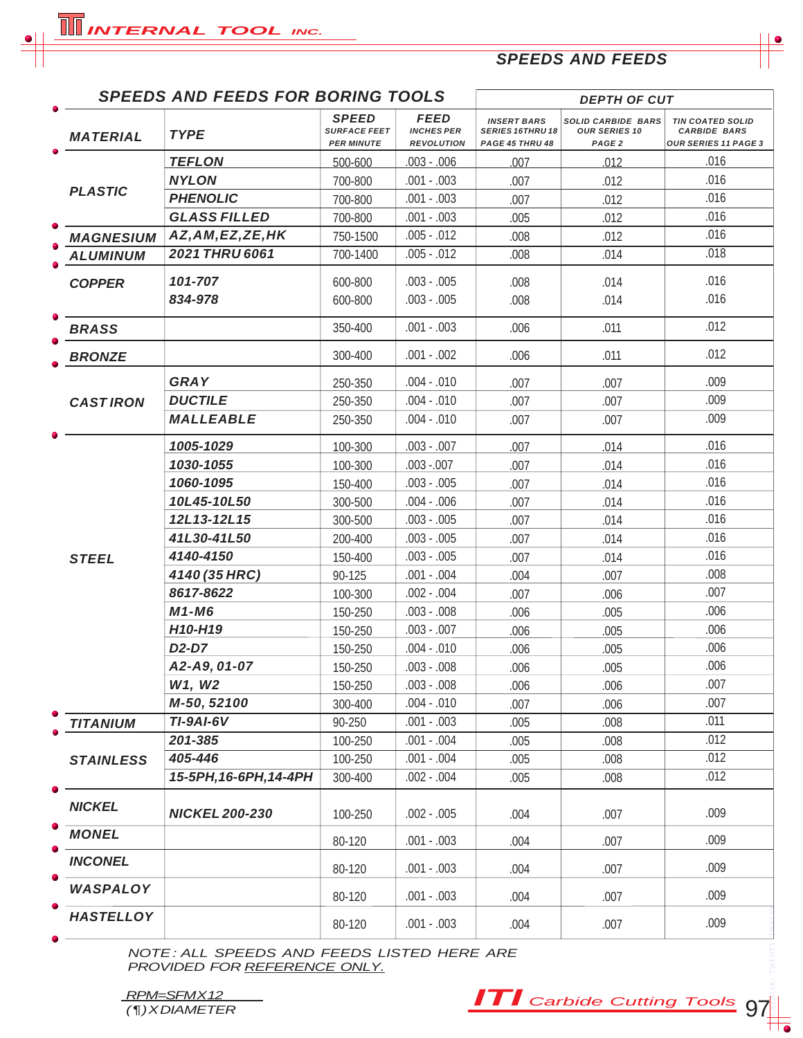## SPEEDS AND FEEDS

### SPEEDS AND FEEDS FOR BORING TOOLS

| MATERIAL | TYPE | SPEED SURFACE FEET PER MINUTE | FEED INCHES PER REVOLUTION | DEPTH OF CUT: INSERT BARS SERIES 16 THRU 18 PAGE 45 THRU 48 | DEPTH OF CUT: SOLID CARBIDE BARS OUR SERIES 10 PAGE 2 | DEPTH OF CUT: TIN COATED SOLID CARBIDE BARS OUR SERIES 11 PAGE 3 |
|---|---|---|---|---|---|---|
| PLASTIC | TEFLON | 500-600 | .003 - .006 | .007 | .012 | .016 |
| | NYLON | 700-800 | .001 - .003 | .007 | .012 | .016 |
| | PHENOLIC | 700-800 | .001 - .003 | .007 | .012 | .016 |
| | GLASS FILLED | 700-800 | .001 - .003 | .005 | .012 | .016 |
| MAGNESIUM | AZ,AM,EZ,ZE,HK | 750-1500 | .005 - .012 | .008 | .012 | .016 |
| ALUMINUM | 2021 THRU 6061 | 700-1400 | .005 - .012 | .008 | .014 | .018 |
| COPPER | 101-707 | 600-800 | .003 - .005 | .008 | .014 | .016 |
| | 834-978 | 600-800 | .003 - .005 | .008 | .014 | .016 |
| BRASS | | 350-400 | .001 - .003 | .006 | .011 | .012 |
| BRONZE | | 300-400 | .001 - .002 | .006 | .011 | .012 |
| CAST IRON | GRAY | 250-350 | .004 - .010 | .007 | .007 | .009 |
| | DUCTILE | 250-350 | .004 - .010 | .007 | .007 | .009 |
| | MALLEABLE | 250-350 | .004 - .010 | .007 | .007 | .009 |
| STEEL | 1005-1029 | 100-300 | .003 - .007 | .007 | .014 | .016 |
| | 1030-1055 | 100-300 | .003 -.007 | .007 | .014 | .016 |
| | 1060-1095 | 150-400 | .003 - .005 | .007 | .014 | .016 |
| | 10L45-10L50 | 300-500 | .004 - .006 | .007 | .014 | .016 |
| | 12L13-12L15 | 300-500 | .003 - .005 | .007 | .014 | .016 |
| | 41L30-41L50 | 200-400 | .003 - .005 | .007 | .014 | .016 |
| | 4140-4150 | 150-400 | .003 - .005 | .007 | .014 | .016 |
| | 4140 (35 HRC) | 90-125 | .001 - .004 | .004 | .007 | .008 |
| | 8617-8622 | 100-300 | .002 - .004 | .007 | .006 | .007 |
| | M1-M6 | 150-250 | .003 - .008 | .006 | .005 | .006 |
| | H10-H19 | 150-250 | .003 - .007 | .006 | .005 | .006 |
| | D2-D7 | 150-250 | .004 - .010 | .006 | .005 | .006 |
| | A2-A9, 01-07 | 150-250 | .003 - .008 | .006 | .005 | .006 |
| | W1, W2 | 150-250 | .003 - .008 | .006 | .006 | .007 |
| | M-50, 52100 | 300-400 | .004 - .010 | .007 | .006 | .007 |
| TITANIUM | TI-9AI-6V | 90-250 | .001 - .003 | .005 | .008 | .011 |
| STAINLESS | 201-385 | 100-250 | .001 - .004 | .005 | .008 | .012 |
| | 405-446 | 100-250 | .001 - .004 | .005 | .008 | .012 |
| | 15-5PH,16-6PH,14-4PH | 300-400 | .002 - .004 | .005 | .008 | .012 |
| NICKEL | NICKEL 200-230 | 100-250 | .002 - .005 | .004 | .007 | .009 |
| MONEL | | 80-120 | .001 - .003 | .004 | .007 | .009 |
| INCONEL | | 80-120 | .001 - .003 | .004 | .007 | .009 |
| WASPALOY | | 80-120 | .001 - .003 | .004 | .007 | .009 |
| HASTELLOY | | 80-120 | .001 - .003 | .004 | .007 | .009 |

*NOTE: ALL SPEEDS AND FEEDS LISTED HERE ARE PROVIDED FOR REFERENCE ONLY.*

$$RPM = \frac{SFM \times 12}{(\pi) \times DIAMETER}$$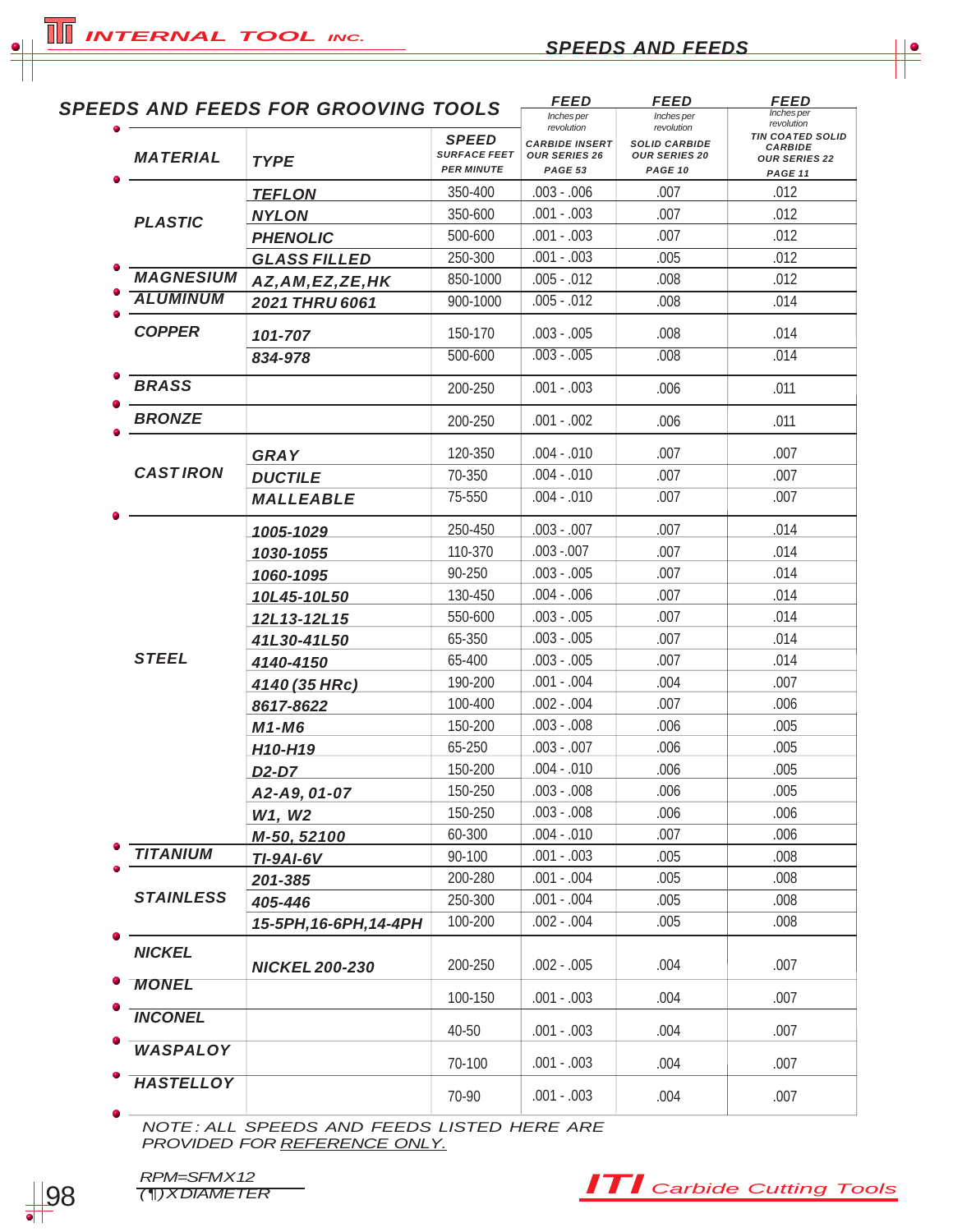## SPEEDS AND FEEDS FOR GROOVING TOOLS

| MATERIAL | TYPE | SPEED SURFACE FEET PER MINUTE | FEED Inches per revolution CARBIDE INSERT OUR SERIES 26 PAGE 53 | FEED Inches per revolution SOLID CARBIDE OUR SERIES 20 PAGE 10 | FEED Inches per revolution TIN COATED SOLID CARBIDE OUR SERIES 22 PAGE 11 |
|---|---|---|---|---|---|
| PLASTIC | TEFLON | 350-400 | .003 - .006 | .007 | .012 |
| | NYLON | 350-600 | .001 - .003 | .007 | .012 |
| | PHENOLIC | 500-600 | .001 - .003 | .007 | .012 |
| | GLASS FILLED | 250-300 | .001 - .003 | .005 | .012 |
| MAGNESIUM | AZ,AM,EZ,ZE,HK | 850-1000 | .005 - .012 | .008 | .012 |
| ALUMINUM | 2021 THRU 6061 | 900-1000 | .005 - .012 | .008 | .014 |
| COPPER | 101-707 | 150-170 | .003 - .005 | .008 | .014 |
| | 834-978 | 500-600 | .003 - .005 | .008 | .014 |
| BRASS | | 200-250 | .001 - .003 | .006 | .011 |
| BRONZE | | 200-250 | .001 - .002 | .006 | .011 |
| CAST IRON | GRAY | 120-350 | .004 - .010 | .007 | .007 |
| | DUCTILE | 70-350 | .004 - .010 | .007 | .007 |
| | MALLEABLE | 75-550 | .004 - .010 | .007 | .007 |
| STEEL | 1005-1029 | 250-450 | .003 - .007 | .007 | .014 |
| | 1030-1055 | 110-370 | .003 -.007 | .007 | .014 |
| | 1060-1095 | 90-250 | .003 - .005 | .007 | .014 |
| | 10L45-10L50 | 130-450 | .004 - .006 | .007 | .014 |
| | 12L13-12L15 | 550-600 | .003 - .005 | .007 | .014 |
| | 41L30-41L50 | 65-350 | .003 - .005 | .007 | .014 |
| | 4140-4150 | 65-400 | .003 - .005 | .007 | .014 |
| | 4140 (35 HRc) | 190-200 | .001 - .004 | .004 | .007 |
| | 8617-8622 | 100-400 | .002 - .004 | .007 | .006 |
| | M1-M6 | 150-200 | .003 - .008 | .006 | .005 |
| | H10-H19 | 65-250 | .003 - .007 | .006 | .005 |
| | D2-D7 | 150-200 | .004 - .010 | .006 | .005 |
| | A2-A9, 01-07 | 150-250 | .003 - .008 | .006 | .005 |
| | W1, W2 | 150-250 | .003 - .008 | .006 | .006 |
| | M-50, 52100 | 60-300 | .004 - .010 | .007 | .006 |
| TITANIUM | TI-9AI-6V | 90-100 | .001 - .003 | .005 | .008 |
| STAINLESS | 201-385 | 200-280 | .001 - .004 | .005 | .008 |
| | 405-446 | 250-300 | .001 - .004 | .005 | .008 |
| | 15-5PH,16-6PH,14-4PH | 100-200 | .002 - .004 | .005 | .008 |
| NICKEL | NICKEL 200-230 | 200-250 | .002 - .005 | .004 | .007 |
| MONEL | | 100-150 | .001 - .003 | .004 | .007 |
| INCONEL | | 40-50 | .001 - .003 | .004 | .007 |
| WASPALOY | | 70-100 | .001 - .003 | .004 | .007 |
| HASTELLOY | | 70-90 | .001 - .003 | .004 | .007 |

NOTE: ALL SPEEDS AND FEEDS LISTED HERE ARE PROVIDED FOR REFERENCE ONLY.

$$RPM = \frac{SFM \times 12}{(\pi) \times DIAMETER}$$

ITI Carbide Cutting Tools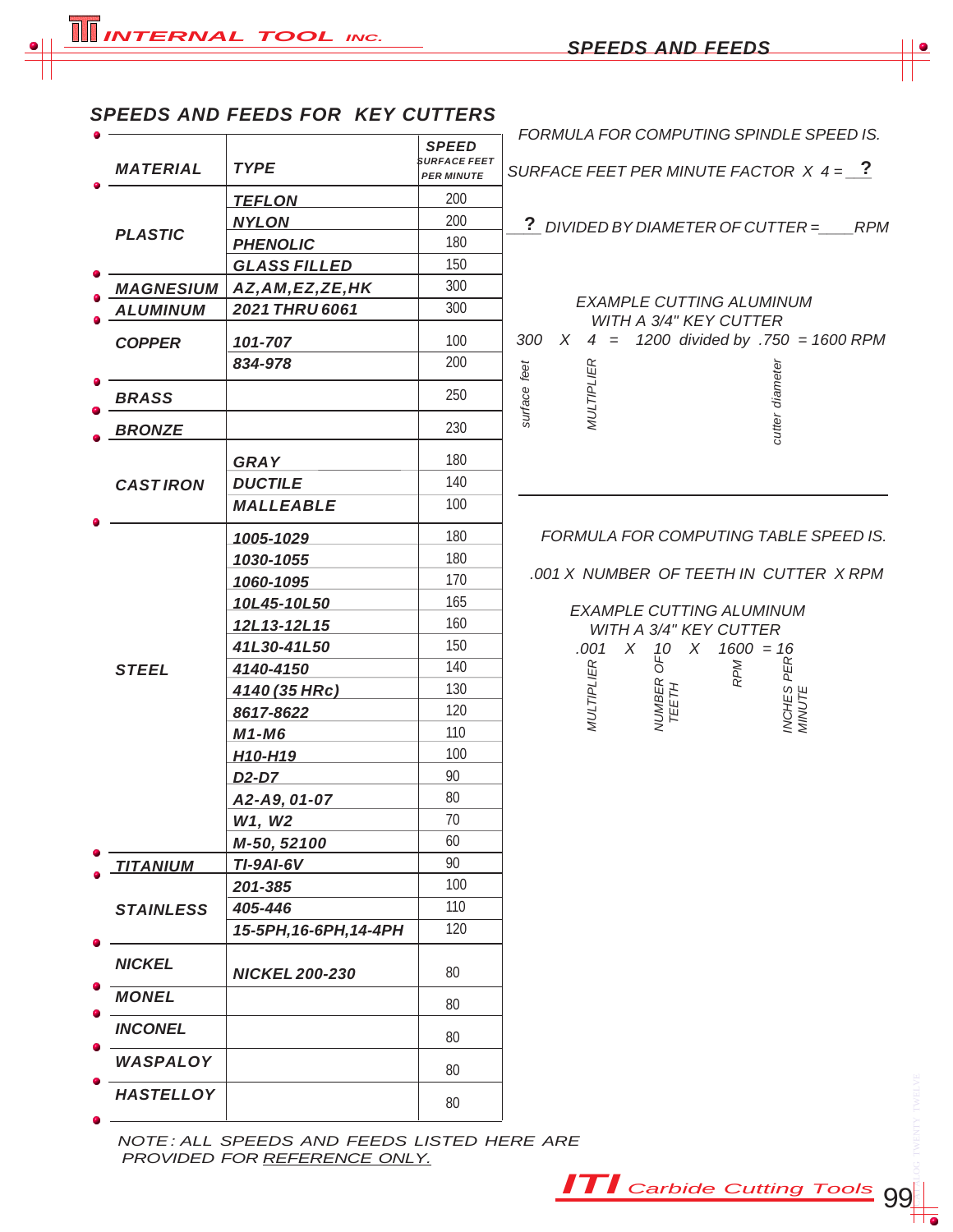## SPEEDS AND FEEDS FOR KEY CUTTERS

| MATERIAL | TYPE | SPEED SURFACE FEET PER MINUTE |
|---|---|---|
| PLASTIC | TEFLON | 200 |
| | NYLON | 200 |
| | PHENOLIC | 180 |
| | GLASS FILLED | 150 |
| MAGNESIUM | AZ,AM,EZ,ZE,HK | 300 |
| ALUMINUM | 2021 THRU 6061 | 300 |
| COPPER | 101-707 | 100 |
| | 834-978 | 200 |
| BRASS | | 250 |
| BRONZE | | 230 |
| CAST IRON | GRAY | 180 |
| | DUCTILE | 140 |
| | MALLEABLE | 100 |
| STEEL | 1005-1029 | 180 |
| | 1030-1055 | 180 |
| | 1060-1095 | 170 |
| | 10L45-10L50 | 165 |
| | 12L13-12L15 | 160 |
| | 41L30-41L50 | 150 |
| | 4140-4150 | 140 |
| | 4140 (35 HRc) | 130 |
| | 8617-8622 | 120 |
| | M1-M6 | 110 |
| | H10-H19 | 100 |
| | D2-D7 | 90 |
| | A2-A9, 01-07 | 80 |
| | W1, W2 | 70 |
| | M-50, 52100 | 60 |
| TITANIUM | TI-9AI-6V | 90 |
| STAINLESS | 201-385 | 100 |
| | 405-446 | 110 |
| | 15-5PH,16-6PH,14-4PH | 120 |
| NICKEL | NICKEL 200-230 | 80 |
| MONEL | | 80 |
| INCONEL | | 80 |
| WASPALOY | | 80 |
| HASTELLOY | | 80 |

*NOTE: ALL SPEEDS AND FEEDS LISTED HERE ARE PROVIDED FOR REFERENCE ONLY.*

FORMULA FOR COMPUTING SPINDLE SPEED IS.

SURFACE FEET PER MINUTE FACTOR X 4 = **?**

**?** DIVIDED BY DIAMETER OF CUTTER = ____ RPM

EXAMPLE CUTTING ALUMINUM WITH A 3/4" KEY CUTTER

300 (surface feet) X 4 (MULTIPLIER) = 1200 divided by .750 (cutter diameter) = 1600 RPM

---

FORMULA FOR COMPUTING TABLE SPEED IS.

.001 X NUMBER OF TEETH IN CUTTER X RPM

EXAMPLE CUTTING ALUMINUM WITH A 3/4" KEY CUTTER

.001 (MULTIPLIER) X 10 (NUMBER OF TEETH) X 1600 (RPM) = 16 (INCHES PER MINUTE)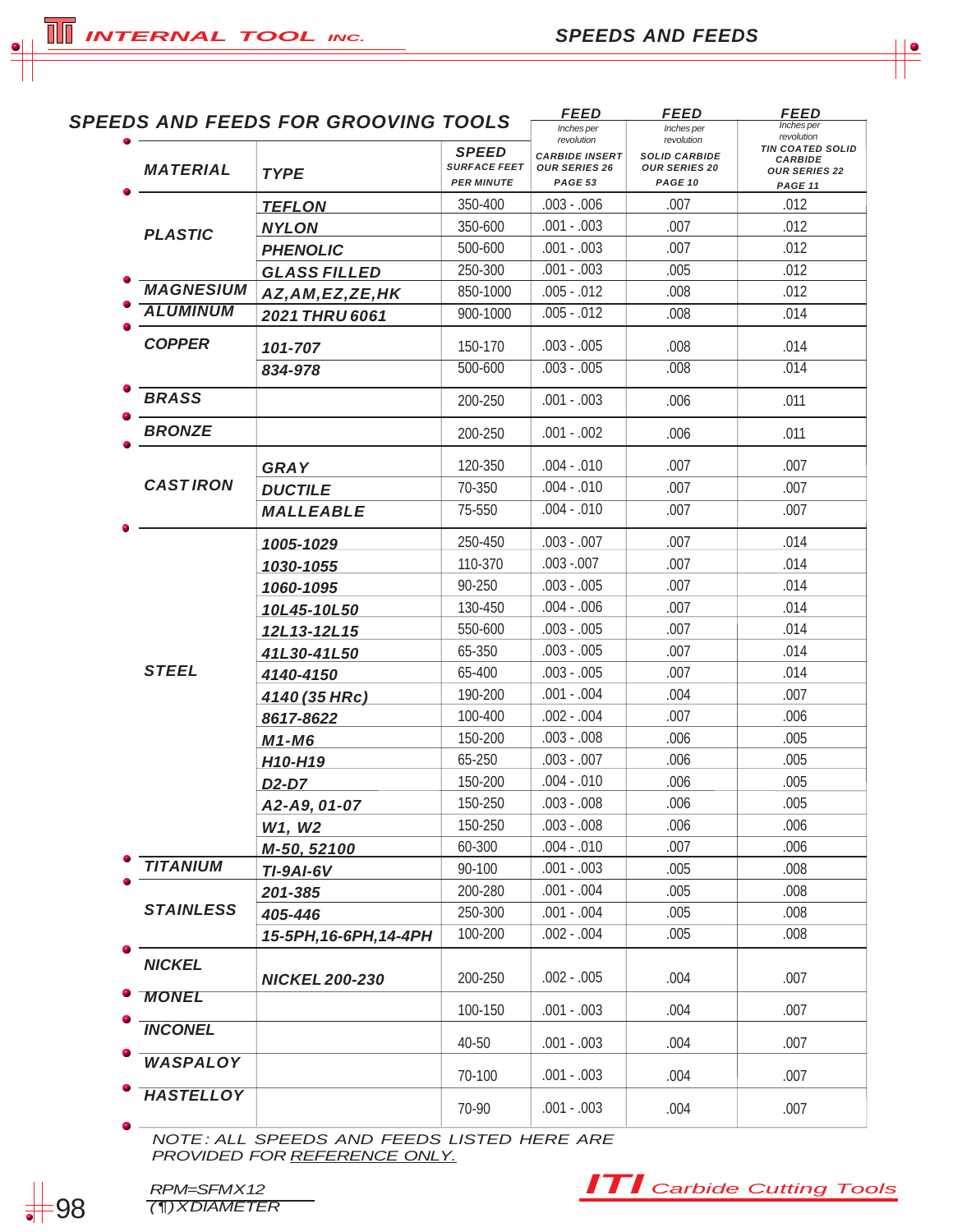## SPEEDS AND FEEDS FOR GROOVING TOOLS

| MATERIAL | TYPE | SPEED SURFACE FEET PER MINUTE | FEED Inches per revolution CARBIDE INSERT OUR SERIES 26 PAGE 53 | FEED Inches per revolution SOLID CARBIDE OUR SERIES 20 PAGE 10 | FEED Inches per revolution TIN COATED SOLID CARBIDE OUR SERIES 22 PAGE 11 |
|---|---|---|---|---|---|
| PLASTIC | TEFLON | 350-400 | .003 - .006 | .007 | .012 |
| | NYLON | 350-600 | .001 - .003 | .007 | .012 |
| | PHENOLIC | 500-600 | .001 - .003 | .007 | .012 |
| | GLASS FILLED | 250-300 | .001 - .003 | .005 | .012 |
| MAGNESIUM | AZ,AM,EZ,ZE,HK | 850-1000 | .005 - .012 | .008 | .012 |
| ALUMINUM | 2021 THRU 6061 | 900-1000 | .005 - .012 | .008 | .014 |
| COPPER | 101-707 | 150-170 | .003 - .005 | .008 | .014 |
| | 834-978 | 500-600 | .003 - .005 | .008 | .014 |
| BRASS | | 200-250 | .001 - .003 | .006 | .011 |
| BRONZE | | 200-250 | .001 - .002 | .006 | .011 |
| CAST IRON | GRAY | 120-350 | .004 - .010 | .007 | .007 |
| | DUCTILE | 70-350 | .004 - .010 | .007 | .007 |
| | MALLEABLE | 75-550 | .004 - .010 | .007 | .007 |
| STEEL | 1005-1029 | 250-450 | .003 - .007 | .007 | .014 |
| | 1030-1055 | 110-370 | .003 -.007 | .007 | .014 |
| | 1060-1095 | 90-250 | .003 - .005 | .007 | .014 |
| | 10L45-10L50 | 130-450 | .004 - .006 | .007 | .014 |
| | 12L13-12L15 | 550-600 | .003 - .005 | .007 | .014 |
| | 41L30-41L50 | 65-350 | .003 - .005 | .007 | .014 |
| | 4140-4150 | 65-400 | .003 - .005 | .007 | .014 |
| | 4140 (35 HRc) | 190-200 | .001 - .004 | .004 | .007 |
| | 8617-8622 | 100-400 | .002 - .004 | .007 | .006 |
| | M1-M6 | 150-200 | .003 - .008 | .006 | .005 |
| | H10-H19 | 65-250 | .003 - .007 | .006 | .005 |
| | D2-D7 | 150-200 | .004 - .010 | .006 | .005 |
| | A2-A9, 01-07 | 150-250 | .003 - .008 | .006 | .005 |
| | W1, W2 | 150-250 | .003 - .008 | .006 | .006 |
| | M-50, 52100 | 60-300 | .004 - .010 | .007 | .006 |
| TITANIUM | TI-9AI-6V | 90-100 | .001 - .003 | .005 | .008 |
| STAINLESS | 201-385 | 200-280 | .001 - .004 | .005 | .008 |
| | 405-446 | 250-300 | .001 - .004 | .005 | .008 |
| | 15-5PH,16-6PH,14-4PH | 100-200 | .002 - .004 | .005 | .008 |
| NICKEL | NICKEL 200-230 | 200-250 | .002 - .005 | .004 | .007 |
| MONEL | | 100-150 | .001 - .003 | .004 | .007 |
| INCONEL | | 40-50 | .001 - .003 | .004 | .007 |
| WASPALOY | | 70-100 | .001 - .003 | .004 | .007 |
| HASTELLOY | | 70-90 | .001 - .003 | .004 | .007 |

*NOTE: ALL SPEEDS AND FEEDS LISTED HERE ARE PROVIDED FOR REFERENCE ONLY.*

$$RPM = \frac{SFM \times 12}{\pi \times DIAMETER}$$

**ITI** Carbide Cutting Tools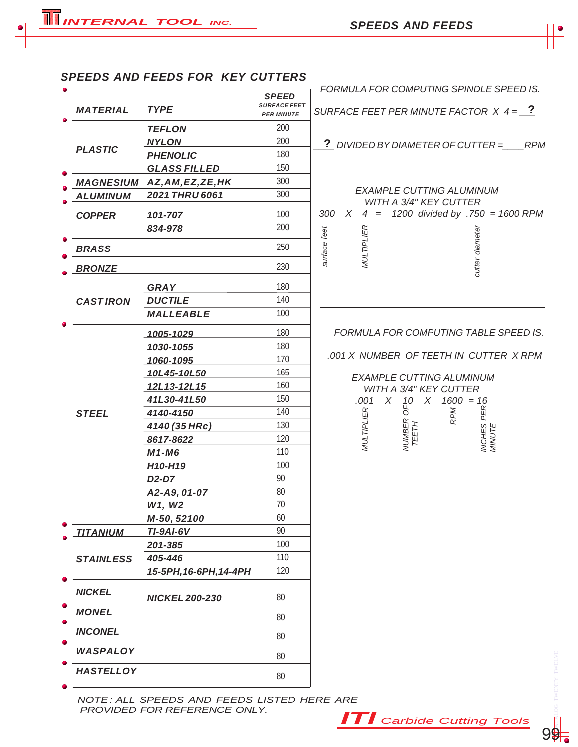## SPEEDS AND FEEDS FOR KEY CUTTERS

| MATERIAL | TYPE | SPEED SURFACE FEET PER MINUTE |
|---|---|---|
| PLASTIC | TEFLON | 200 |
| | NYLON | 200 |
| | PHENOLIC | 180 |
| | GLASS FILLED | 150 |
| MAGNESIUM | AZ,AM,EZ,ZE,HK | 300 |
| ALUMINUM | 2021 THRU 6061 | 300 |
| COPPER | 101-707 | 100 |
| | 834-978 | 200 |
| BRASS | | 250 |
| BRONZE | | 230 |
| CAST IRON | GRAY | 180 |
| | DUCTILE | 140 |
| | MALLEABLE | 100 |
| STEEL | 1005-1029 | 180 |
| | 1030-1055 | 180 |
| | 1060-1095 | 170 |
| | 10L45-10L50 | 165 |
| | 12L13-12L15 | 160 |
| | 41L30-41L50 | 150 |
| | 4140-4150 | 140 |
| | 4140 (35 HRc) | 130 |
| | 8617-8622 | 120 |
| | M1-M6 | 110 |
| | H10-H19 | 100 |
| | D2-D7 | 90 |
| | A2-A9, 01-07 | 80 |
| | W1, W2 | 70 |
| | M-50, 52100 | 60 |
| TITANIUM | TI-9AI-6V | 90 |
| STAINLESS | 201-385 | 100 |
| | 405-446 | 110 |
| | 15-5PH,16-6PH,14-4PH | 120 |
| NICKEL | NICKEL 200-230 | 80 |
| MONEL | | 80 |
| INCONEL | | 80 |
| WASPALOY | | 80 |
| HASTELLOY | | 80 |

FORMULA FOR COMPUTING SPINDLE SPEED IS.

SURFACE FEET PER MINUTE FACTOR X 4 = __?__

__?__ DIVIDED BY DIAMETER OF CUTTER = ____RPM

EXAMPLE CUTTING ALUMINUM
WITH A 3/4" KEY CUTTER

300 (surface feet) X 4 (MULTIPLIER) = 1200 divided by .750 (cutter diameter) = 1600 RPM

FORMULA FOR COMPUTING TABLE SPEED IS.

.001 X NUMBER OF TEETH IN CUTTER X RPM

EXAMPLE CUTTING ALUMINUM
WITH A 3/4" KEY CUTTER

.001 (MULTIPLIER) X 10 (NUMBER OF TEETH) X 1600 (RPM) = 16 (INCHES PER MINUTE)

NOTE: ALL SPEEDS AND FEEDS LISTED HERE ARE PROVIDED FOR REFERENCE ONLY.